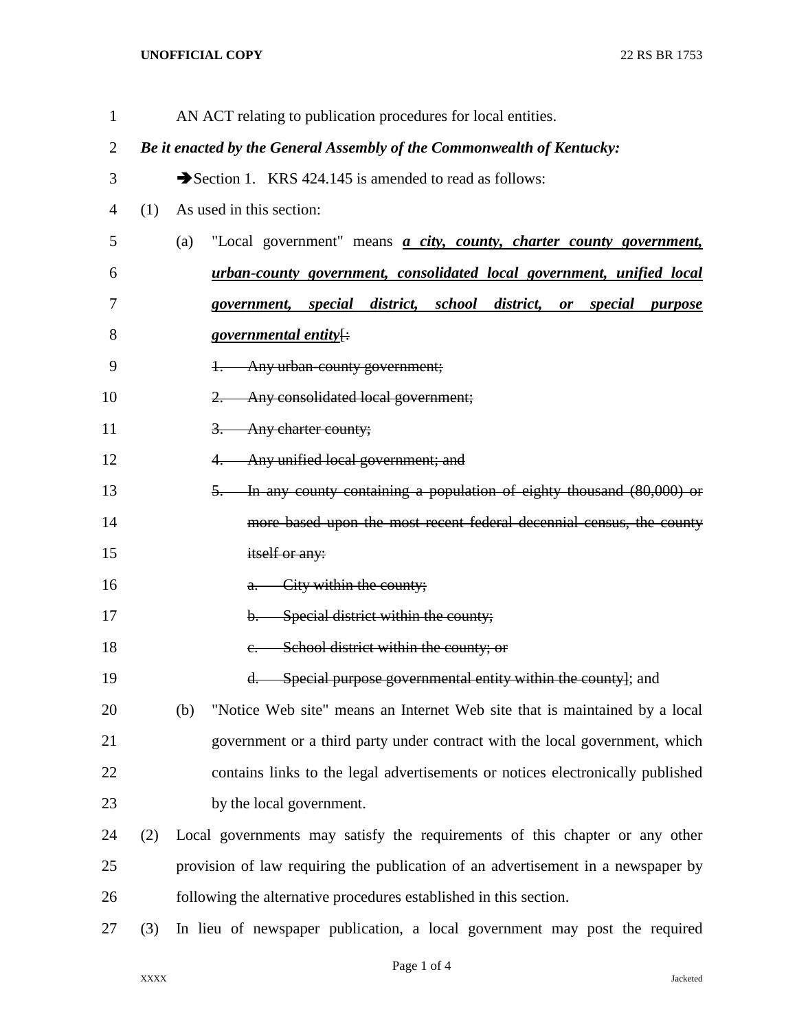AN ACT relating to publication procedures for local entities.

***Be it enacted by the General Assembly of the Commonwealth of Kentucky:***

➔Section 1. KRS 424.145 is amended to read as follows:

(1) As used in this section:

(a) "Local government" means ***a city, county, charter county government, urban-county government, consolidated local government, unified local government, special district, school district, or special purpose governmental entity***[~~:~~

~~1. Any urban-county government;~~

~~2. Any consolidated local government;~~

~~3. Any charter county;~~

~~4. Any unified local government; and~~

~~5. In any county containing a population of eighty thousand (80,000) or more based upon the most recent federal decennial census, the county itself or any:~~

~~a. City within the county;~~

~~b. Special district within the county;~~

~~c. School district within the county; or~~

~~d. Special purpose governmental entity within the county~~]; and

(b) "Notice Web site" means an Internet Web site that is maintained by a local government or a third party under contract with the local government, which contains links to the legal advertisements or notices electronically published by the local government.

(2) Local governments may satisfy the requirements of this chapter or any other provision of law requiring the publication of an advertisement in a newspaper by following the alternative procedures established in this section.

(3) In lieu of newspaper publication, a local government may post the required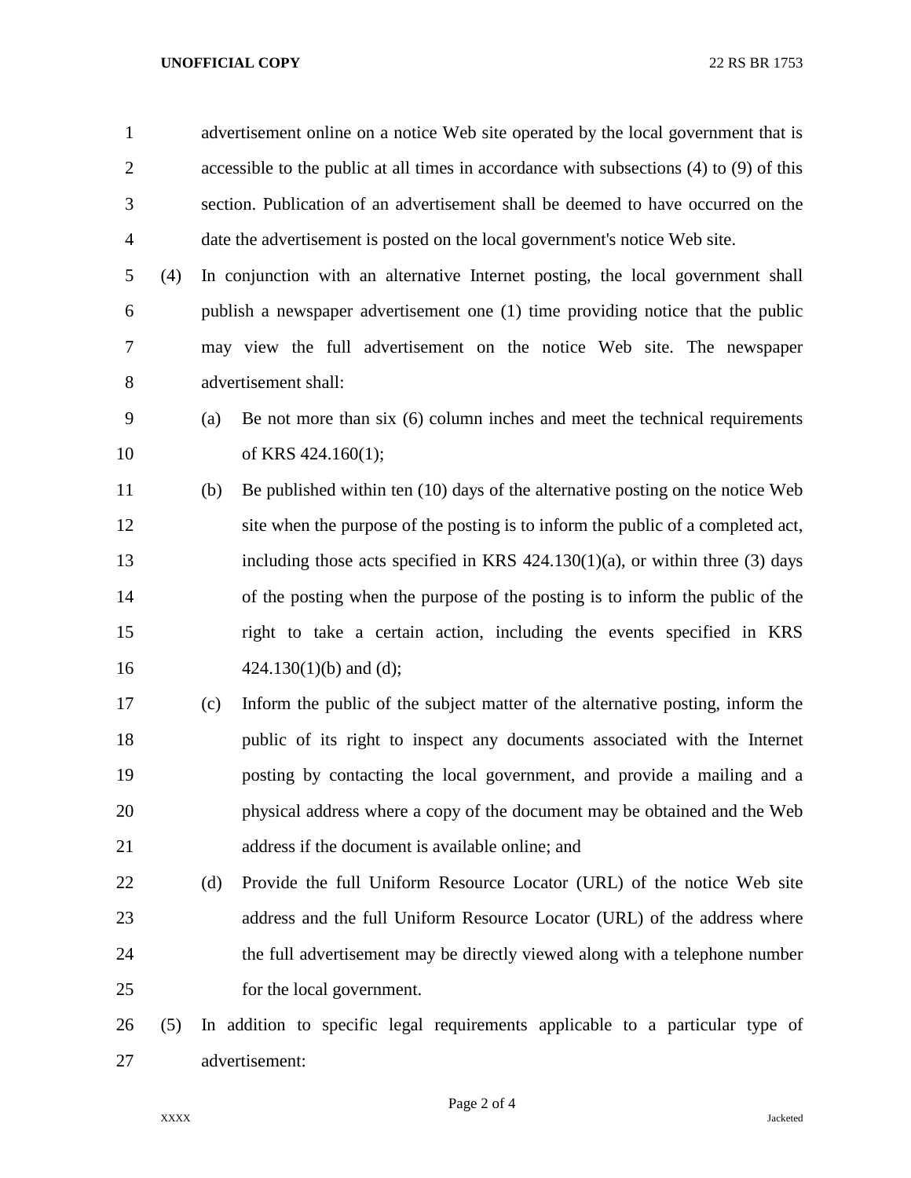advertisement online on a notice Web site operated by the local government that is accessible to the public at all times in accordance with subsections (4) to (9) of this section. Publication of an advertisement shall be deemed to have occurred on the date the advertisement is posted on the local government's notice Web site.

(4) In conjunction with an alternative Internet posting, the local government shall publish a newspaper advertisement one (1) time providing notice that the public may view the full advertisement on the notice Web site. The newspaper advertisement shall:

(a) Be not more than six (6) column inches and meet the technical requirements of KRS 424.160(1);

(b) Be published within ten (10) days of the alternative posting on the notice Web site when the purpose of the posting is to inform the public of a completed act, including those acts specified in KRS 424.130(1)(a), or within three (3) days of the posting when the purpose of the posting is to inform the public of the right to take a certain action, including the events specified in KRS 424.130(1)(b) and (d);

(c) Inform the public of the subject matter of the alternative posting, inform the public of its right to inspect any documents associated with the Internet posting by contacting the local government, and provide a mailing and a physical address where a copy of the document may be obtained and the Web address if the document is available online; and

(d) Provide the full Uniform Resource Locator (URL) of the notice Web site address and the full Uniform Resource Locator (URL) of the address where the full advertisement may be directly viewed along with a telephone number for the local government.

(5) In addition to specific legal requirements applicable to a particular type of advertisement: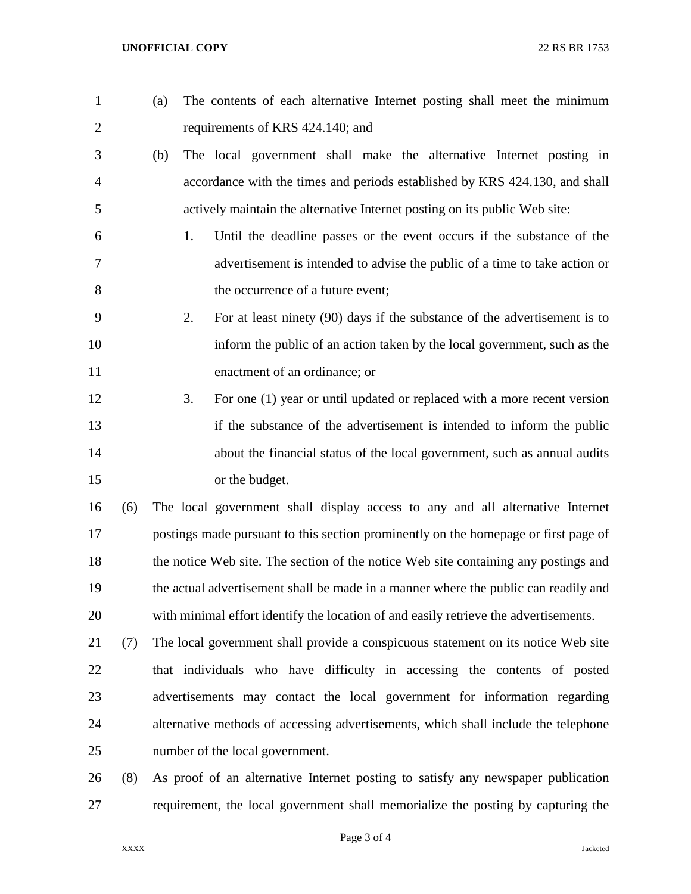(a) The contents of each alternative Internet posting shall meet the minimum requirements of KRS 424.140; and

(b) The local government shall make the alternative Internet posting in accordance with the times and periods established by KRS 424.130, and shall actively maintain the alternative Internet posting on its public Web site:

1. Until the deadline passes or the event occurs if the substance of the advertisement is intended to advise the public of a time to take action or the occurrence of a future event;

2. For at least ninety (90) days if the substance of the advertisement is to inform the public of an action taken by the local government, such as the enactment of an ordinance; or

3. For one (1) year or until updated or replaced with a more recent version if the substance of the advertisement is intended to inform the public about the financial status of the local government, such as annual audits or the budget.

(6) The local government shall display access to any and all alternative Internet postings made pursuant to this section prominently on the homepage or first page of the notice Web site. The section of the notice Web site containing any postings and the actual advertisement shall be made in a manner where the public can readily and with minimal effort identify the location of and easily retrieve the advertisements.

(7) The local government shall provide a conspicuous statement on its notice Web site that individuals who have difficulty in accessing the contents of posted advertisements may contact the local government for information regarding alternative methods of accessing advertisements, which shall include the telephone number of the local government.

(8) As proof of an alternative Internet posting to satisfy any newspaper publication requirement, the local government shall memorialize the posting by capturing the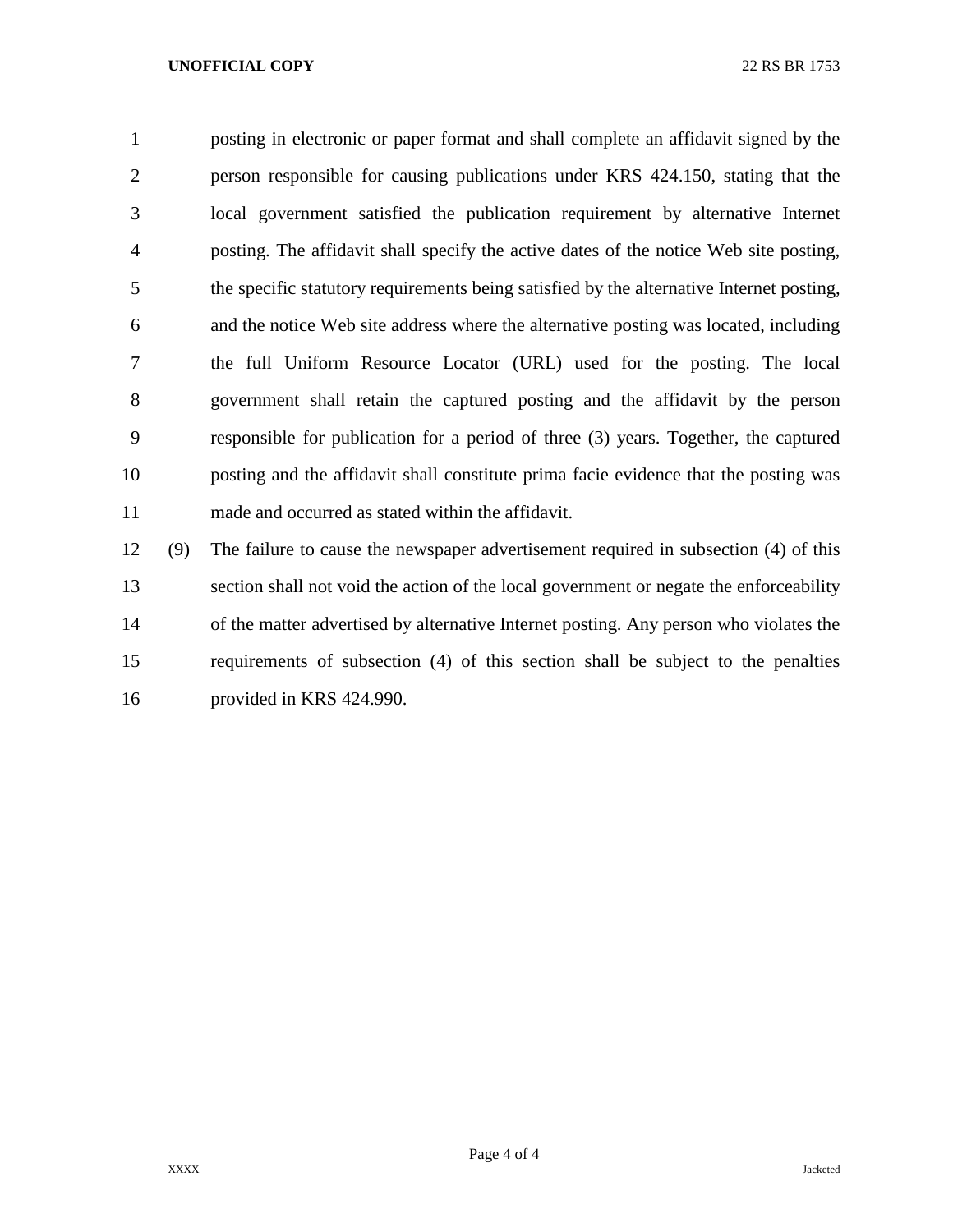posting in electronic or paper format and shall complete an affidavit signed by the person responsible for causing publications under KRS 424.150, stating that the local government satisfied the publication requirement by alternative Internet posting. The affidavit shall specify the active dates of the notice Web site posting, the specific statutory requirements being satisfied by the alternative Internet posting, and the notice Web site address where the alternative posting was located, including the full Uniform Resource Locator (URL) used for the posting. The local government shall retain the captured posting and the affidavit by the person responsible for publication for a period of three (3) years. Together, the captured posting and the affidavit shall constitute prima facie evidence that the posting was made and occurred as stated within the affidavit.

(9) The failure to cause the newspaper advertisement required in subsection (4) of this section shall not void the action of the local government or negate the enforceability of the matter advertised by alternative Internet posting. Any person who violates the requirements of subsection (4) of this section shall be subject to the penalties provided in KRS 424.990.